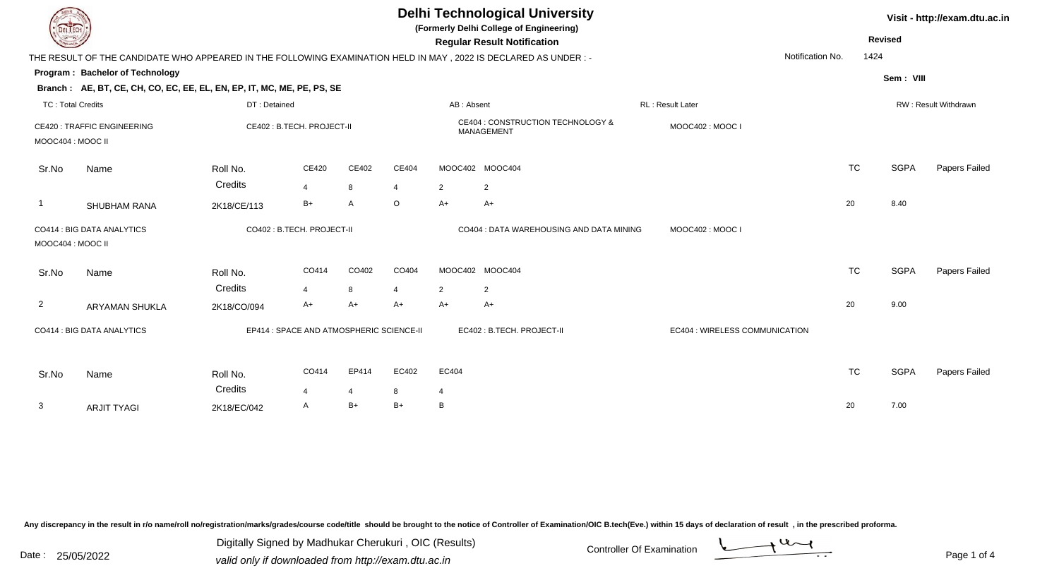# Delhi Technological University

**(Formerly Delhi College of Engineering)**

**Regular Result Notification**

Visit - http://exam.dtu.ac.in

**Revised**

THE RESULT OF THE CANDIDATE WHO APPEARED IN THE FOLLOWING EXAMINATION HELD IN MAY , 2022 IS DECLARED AS UNDER : -

Notification No. 1424

**Program : Bachelor of Technology**

**Sem : VIII**

**Branch : AE, BT, CE, CH, CO, EC, EE, EL, EN, EP, IT, MC, ME, PE, PS, SE**

TC : Total Credits | DT : Detained | AB : Absent | RL : Result Later | RW : Result Withdrawn

CE420 : TRAFFIC ENGINEERING | CE402 : B.TECH. PROJECT-II | CE404 : CONSTRUCTION TECHNOLOGY & MANAGEMENT | MOOC402 : MOOC I | MOOC404 : MOOC II

| Sr.No | Name | Roll No. | CE420 | CE402 | CE404 | MOOC402 | MOOC404 | TC | SGPA | Papers Failed |
|---|---|---|---|---|---|---|---|---|---|---|
| | | Credits | 4 | 8 | 4 | 2 | 2 | | | |
| 1 | SHUBHAM RANA | 2K18/CE/113 | B+ | A | O | A+ | A+ | 20 | 8.40 | |

CO414 : BIG DATA ANALYTICS | CO402 : B.TECH. PROJECT-II | CO404 : DATA WAREHOUSING AND DATA MINING | MOOC402 : MOOC I | MOOC404 : MOOC II

| Sr.No | Name | Roll No. | CO414 | CO402 | CO404 | MOOC402 | MOOC404 | TC | SGPA | Papers Failed |
|---|---|---|---|---|---|---|---|---|---|---|
| | | Credits | 4 | 8 | 4 | 2 | 2 | | | |
| 2 | ARYAMAN SHUKLA | 2K18/CO/094 | A+ | A+ | A+ | A+ | A+ | 20 | 9.00 | |

CO414 : BIG DATA ANALYTICS | EP414 : SPACE AND ATMOSPHERIC SCIENCE-II | EC402 : B.TECH. PROJECT-II | EC404 : WIRELESS COMMUNICATION

| Sr.No | Name | Roll No. | CO414 | EP414 | EC402 | EC404 | TC | SGPA | Papers Failed |
|---|---|---|---|---|---|---|---|---|---|
| | | Credits | 4 | 4 | 8 | 4 | | | |
| 3 | ARJIT TYAGI | 2K18/EC/042 | A | B+ | B+ | B | 20 | 7.00 | |

Any discrepancy in the result in r/o name/roll no/registration/marks/grades/course code/title should be brought to the notice of Controller of Examination/OIC B.tech(Eve.) within 15 days of declaration of result , in the prescribed proforma.

Date : 25/05/2022

Digitally Signed by Madhukar Cherukuri , OIC (Results)
valid only if downloaded from http://exam.dtu.ac.in

Controller Of Examination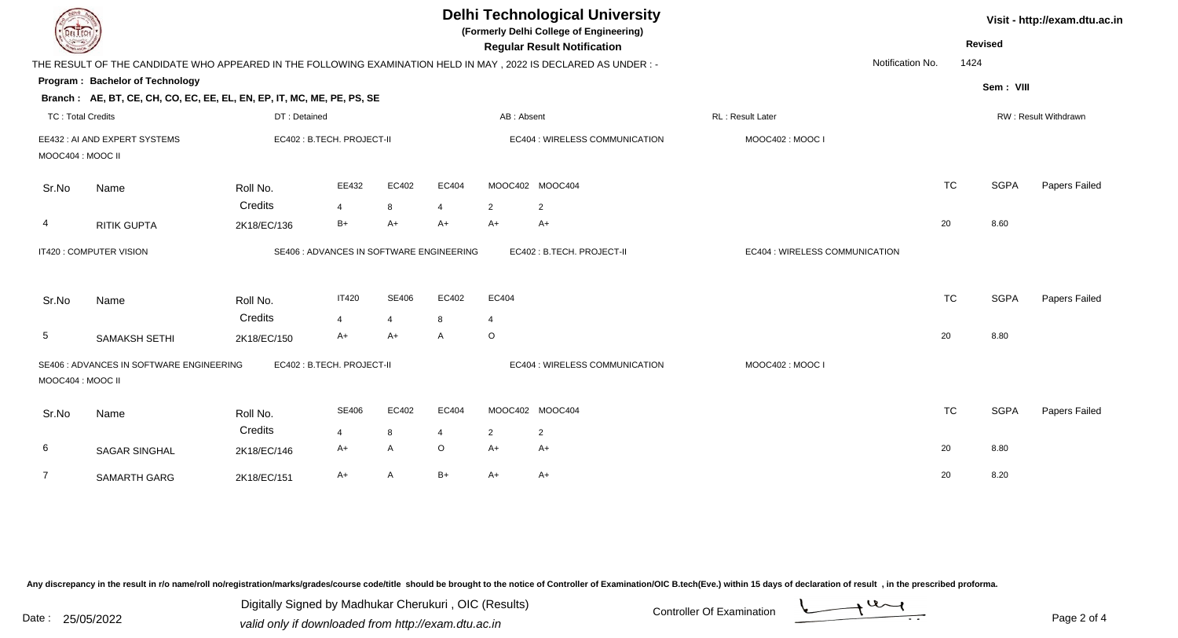# Delhi Technological University

(Formerly Delhi College of Engineering)

**Regular Result Notification**

Visit - http://exam.dtu.ac.in

**Revised**

THE RESULT OF THE CANDIDATE WHO APPEARED IN THE FOLLOWING EXAMINATION HELD IN MAY , 2022 IS DECLARED AS UNDER : -

Notification No. 1424

**Program : Bachelor of Technology**

**Branch : AE, BT, CE, CH, CO, EC, EE, EL, EN, EP, IT, MC, ME, PE, PS, SE**

Sem : VIII

TC : Total Credits | DT : Detained | AB : Absent | RL : Result Later | RW : Result Withdrawn

EE432 : AI AND EXPERT SYSTEMS | EC402 : B.TECH. PROJECT-II | EC404 : WIRELESS COMMUNICATION | MOOC402 : MOOC I | MOOC404 : MOOC II

| Sr.No | Name | Roll No. | EE432 | EC402 | EC404 | MOOC402 | MOOC404 | TC | SGPA | Papers Failed |
|---|---|---|---|---|---|---|---|---|---|---|
| | | Credits | 4 | 8 | 4 | 2 | 2 | | | |
| 4 | RITIK GUPTA | 2K18/EC/136 | B+ | A+ | A+ | A+ | A+ | 20 | 8.60 | |

IT420 : COMPUTER VISION | SE406 : ADVANCES IN SOFTWARE ENGINEERING | EC402 : B.TECH. PROJECT-II | EC404 : WIRELESS COMMUNICATION

| Sr.No | Name | Roll No. | IT420 | SE406 | EC402 | EC404 | TC | SGPA | Papers Failed |
|---|---|---|---|---|---|---|---|---|---|
| | | Credits | 4 | 4 | 8 | 4 | | | |
| 5 | SAMAKSH SETHI | 2K18/EC/150 | A+ | A+ | A | O | 20 | 8.80 | |

SE406 : ADVANCES IN SOFTWARE ENGINEERING | EC402 : B.TECH. PROJECT-II | EC404 : WIRELESS COMMUNICATION | MOOC402 : MOOC I | MOOC404 : MOOC II

| Sr.No | Name | Roll No. | SE406 | EC402 | EC404 | MOOC402 | MOOC404 | TC | SGPA | Papers Failed |
|---|---|---|---|---|---|---|---|---|---|---|
| | | Credits | 4 | 8 | 4 | 2 | 2 | | | |
| 6 | SAGAR SINGHAL | 2K18/EC/146 | A+ | A | O | A+ | A+ | 20 | 8.80 | |
| 7 | SAMARTH GARG | 2K18/EC/151 | A+ | A | B+ | A+ | A+ | 20 | 8.20 | |

Any discrepancy in the result in r/o name/roll no/registration/marks/grades/course code/title should be brought to the notice of Controller of Examination/OIC B.tech(Eve.) within 15 days of declaration of result , in the prescribed proforma.

Date : 25/05/2022

Digitally Signed by Madhukar Cherukuri , OIC (Results)
valid only if downloaded from http://exam.dtu.ac.in

Controller Of Examination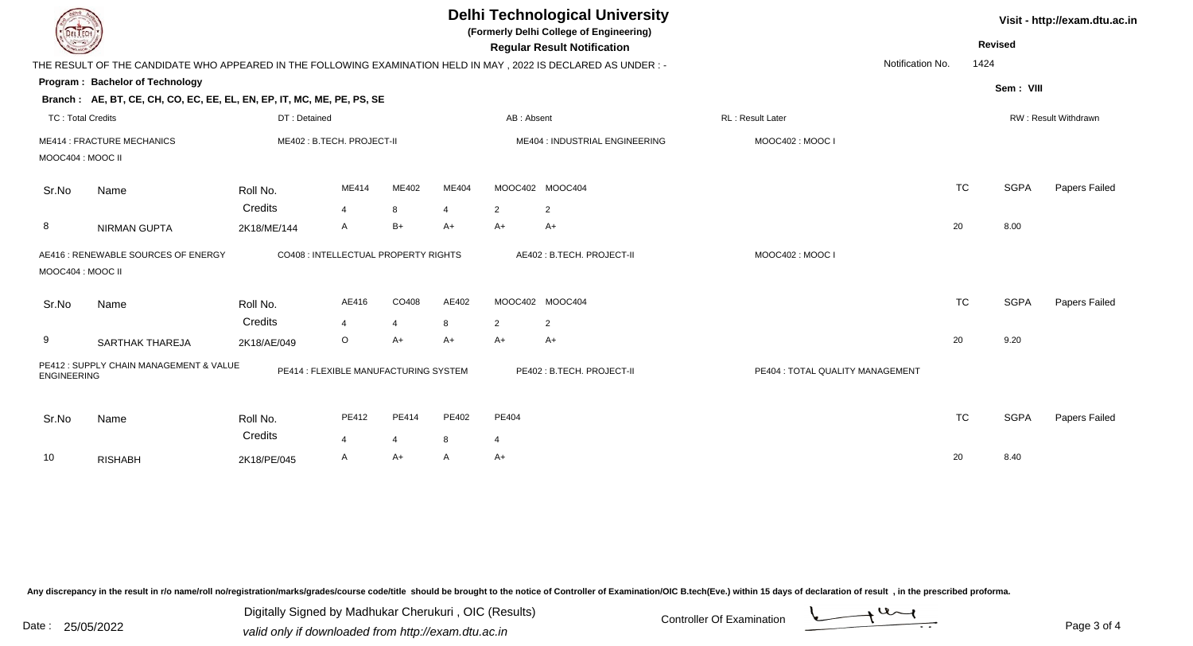# Delhi Technological University

**(Formerly Delhi College of Engineering)**

**Regular Result Notification**

Visit - http://exam.dtu.ac.in

**Revised**

THE RESULT OF THE CANDIDATE WHO APPEARED IN THE FOLLOWING EXAMINATION HELD IN MAY , 2022 IS DECLARED AS UNDER : -

Notification No. 1424

**Program : Bachelor of Technology**

**Sem : VIII**

**Branch : AE, BT, CE, CH, CO, EC, EE, EL, EN, EP, IT, MC, ME, PE, PS, SE**

TC : Total Credits | DT : Detained | AB : Absent | RL : Result Later | RW : Result Withdrawn

ME414 : FRACTURE MECHANICS | ME402 : B.TECH. PROJECT-II | ME404 : INDUSTRIAL ENGINEERING | MOOC402 : MOOC I | MOOC404 : MOOC II

| Sr.No | Name | Roll No. | ME414 | ME402 | ME404 | MOOC402 | MOOC404 | TC | SGPA | Papers Failed |
|---|---|---|---|---|---|---|---|---|---|---|
| | | Credits | 4 | 8 | 4 | 2 | 2 | | | |
| 8 | NIRMAN GUPTA | 2K18/ME/144 | A | B+ | A+ | A+ | A+ | 20 | 8.00 | |

AE416 : RENEWABLE SOURCES OF ENERGY | CO408 : INTELLECTUAL PROPERTY RIGHTS | AE402 : B.TECH. PROJECT-II | MOOC402 : MOOC I | MOOC404 : MOOC II

| Sr.No | Name | Roll No. | AE416 | CO408 | AE402 | MOOC402 | MOOC404 | TC | SGPA | Papers Failed |
|---|---|---|---|---|---|---|---|---|---|---|
| | | Credits | 4 | 4 | 8 | 2 | 2 | | | |
| 9 | SARTHAK THAREJA | 2K18/AE/049 | O | A+ | A+ | A+ | A+ | 20 | 9.20 | |

PE412 : SUPPLY CHAIN MANAGEMENT & VALUE ENGINEERING | PE414 : FLEXIBLE MANUFACTURING SYSTEM | PE402 : B.TECH. PROJECT-II | PE404 : TOTAL QUALITY MANAGEMENT

| Sr.No | Name | Roll No. | PE412 | PE414 | PE402 | PE404 | TC | SGPA | Papers Failed |
|---|---|---|---|---|---|---|---|---|---|
| | | Credits | 4 | 4 | 8 | 4 | | | |
| 10 | RISHABH | 2K18/PE/045 | A | A+ | A | A+ | 20 | 8.40 | |

Any discrepancy in the result in r/o name/roll no/registration/marks/grades/course code/title should be brought to the notice of Controller of Examination/OIC B.tech(Eve.) within 15 days of declaration of result , in the prescribed proforma.

Date : 25/05/2022

Digitally Signed by Madhukar Cherukuri , OIC (Results)
valid only if downloaded from http://exam.dtu.ac.in

Controller Of Examination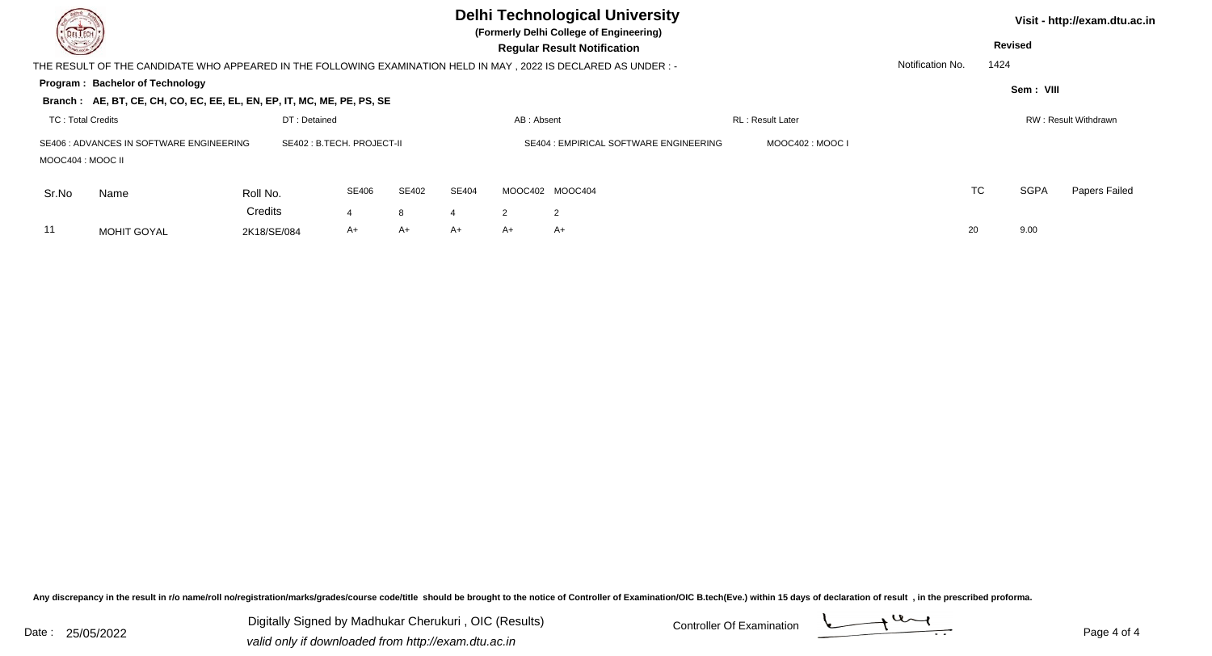# Delhi Technological University

**(Formerly Delhi College of Engineering)**

**Regular Result Notification**

Visit - http://exam.dtu.ac.in

**Revised**

THE RESULT OF THE CANDIDATE WHO APPEARED IN THE FOLLOWING EXAMINATION HELD IN MAY , 2022 IS DECLARED AS UNDER : -

Notification No. 1424

**Program : Bachelor of Technology**

**Sem : VIII**

**Branch : AE, BT, CE, CH, CO, EC, EE, EL, EN, EP, IT, MC, ME, PE, PS, SE**

TC : Total Credits | DT : Detained | AB : Absent | RL : Result Later | RW : Result Withdrawn

SE406 : ADVANCES IN SOFTWARE ENGINEERING | SE402 : B.TECH. PROJECT-II | SE404 : EMPIRICAL SOFTWARE ENGINEERING | MOOC402 : MOOC I

MOOC404 : MOOC II

| Sr.No | Name | Roll No. | SE406 | SE402 | SE404 | MOOC402 | MOOC404 | TC | SGPA | Papers Failed |
|---|---|---|---|---|---|---|---|---|---|---|
| | | Credits | 4 | 8 | 4 | 2 | 2 | | | |
| 11 | MOHIT GOYAL | 2K18/SE/084 | A+ | A+ | A+ | A+ | A+ | 20 | 9.00 | |

Any discrepancy in the result in r/o name/roll no/registration/marks/grades/course code/title should be brought to the notice of Controller of Examination/OIC B.tech(Eve.) within 15 days of declaration of result , in the prescribed proforma.

Date : 25/05/2022

Digitally Signed by Madhukar Cherukuri , OIC (Results)

*valid only if downloaded from http://exam.dtu.ac.in*

Controller Of Examination